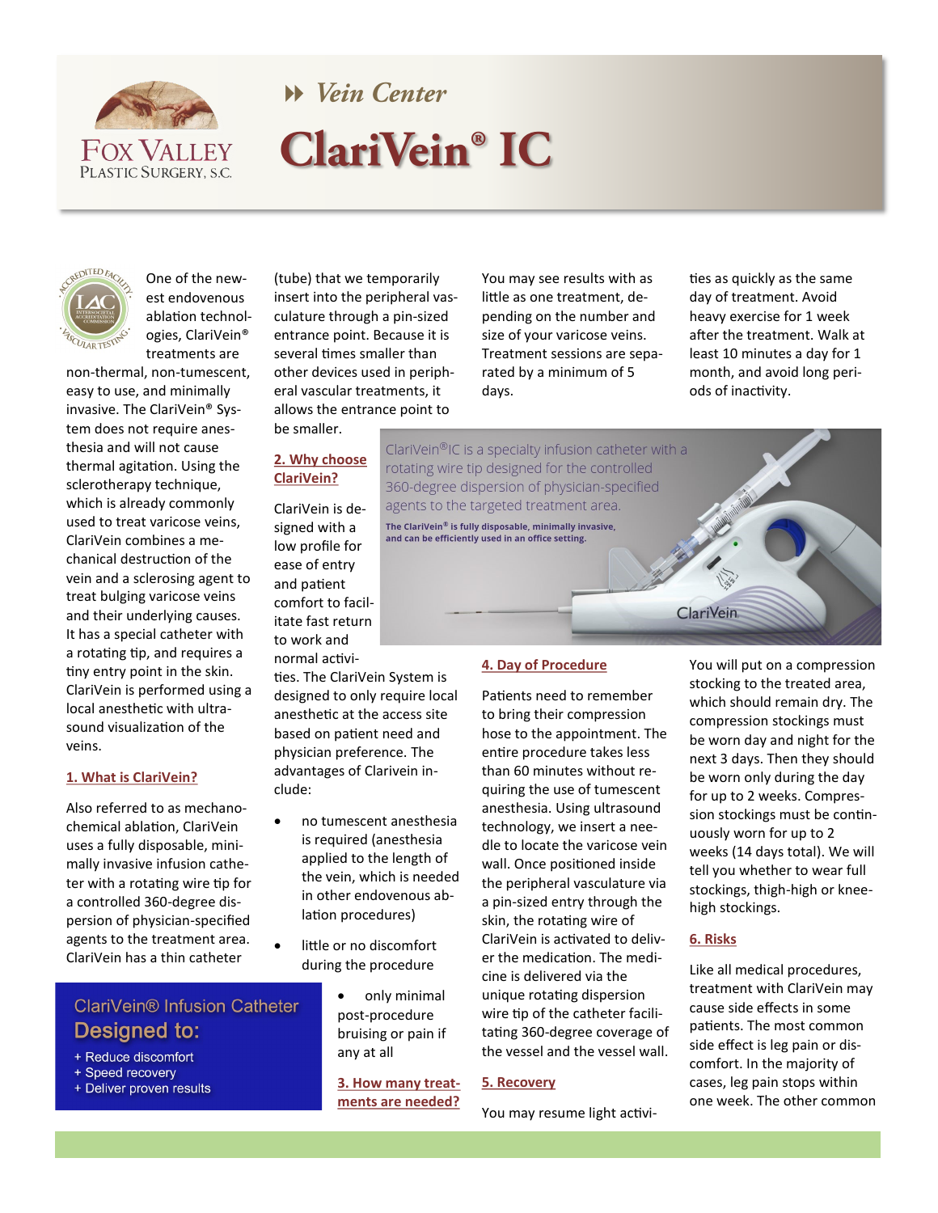# Vein Center

# ClariVein® IC

Fox Valley Plastic Surgery, S.C.

One of the newest endovenous ablation technologies, ClariVein® treatments are non-thermal, non-tumescent, easy to use, and minimally invasive. The ClariVein® System does not require anesthesia and will not cause thermal agitation. Using the sclerotherapy technique, which is already commonly used to treat varicose veins, ClariVein combines a mechanical destruction of the vein and a sclerosing agent to treat bulging varicose veins and their underlying causes. It has a special catheter with a rotating tip, and requires a tiny entry point in the skin. ClariVein is performed using a local anesthetic with ultrasound visualization of the veins.

## 1. What is ClariVein?

Also referred to as mechanochemical ablation, ClariVein uses a fully disposable, minimally invasive infusion catheter with a rotating wire tip for a controlled 360-degree dispersion of physician-specified agents to the treatment area. ClariVein has a thin catheter (tube) that we temporarily insert into the peripheral vasculature through a pin-sized entrance point. Because it is several times smaller than other devices used in peripheral vascular treatments, it allows the entrance point to be smaller.

**ClariVein® Infusion Catheter**
**Designed to:**
- + Reduce discomfort
- + Speed recovery
- + Deliver proven results

## 2. Why choose ClariVein?

ClariVein is designed with a low profile for ease of entry and patient comfort to facilitate fast return to work and normal activities. The ClariVein System is designed to only require local anesthetic at the access site based on patient need and physician preference. The advantages of Clarivein include:

- no tumescent anesthesia is required (anesthesia applied to the length of the vein, which is needed in other endovenous ablation procedures)
- little or no discomfort during the procedure
- only minimal post-procedure bruising or pain if any at all

ClariVein®IC is a specialty infusion catheter with a rotating wire tip designed for the controlled 360-degree dispersion of physician-specified agents to the targeted treatment area.

**The ClariVein® is fully disposable, minimally invasive, and can be efficiently used in an office setting.**

## 3. How many treatments are needed?

You may see results with as little as one treatment, depending on the number and size of your varicose veins. Treatment sessions are separated by a minimum of 5 days.

## 4. Day of Procedure

Patients need to remember to bring their compression hose to the appointment. The entire procedure takes less than 60 minutes without requiring the use of tumescent anesthesia. Using ultrasound technology, we insert a needle to locate the varicose vein wall. Once positioned inside the peripheral vasculature via a pin-sized entry through the skin, the rotating wire of ClariVein is activated to deliver the medication. The medicine is delivered via the unique rotating dispersion wire tip of the catheter facilitating 360-degree coverage of the vessel and the vessel wall.

## 5. Recovery

You may resume light activities as quickly as the same day of treatment. Avoid heavy exercise for 1 week after the treatment. Walk at least 10 minutes a day for 1 month, and avoid long periods of inactivity.

You will put on a compression stocking to the treated area, which should remain dry. The compression stockings must be worn day and night for the next 3 days. Then they should be worn only during the day for up to 2 weeks. Compression stockings must be continuously worn for up to 2 weeks (14 days total). We will tell you whether to wear full stockings, thigh-high or knee-high stockings.

## 6. Risks

Like all medical procedures, treatment with ClariVein may cause side effects in some patients. The most common side effect is leg pain or discomfort. In the majority of cases, leg pain stops within one week. The other common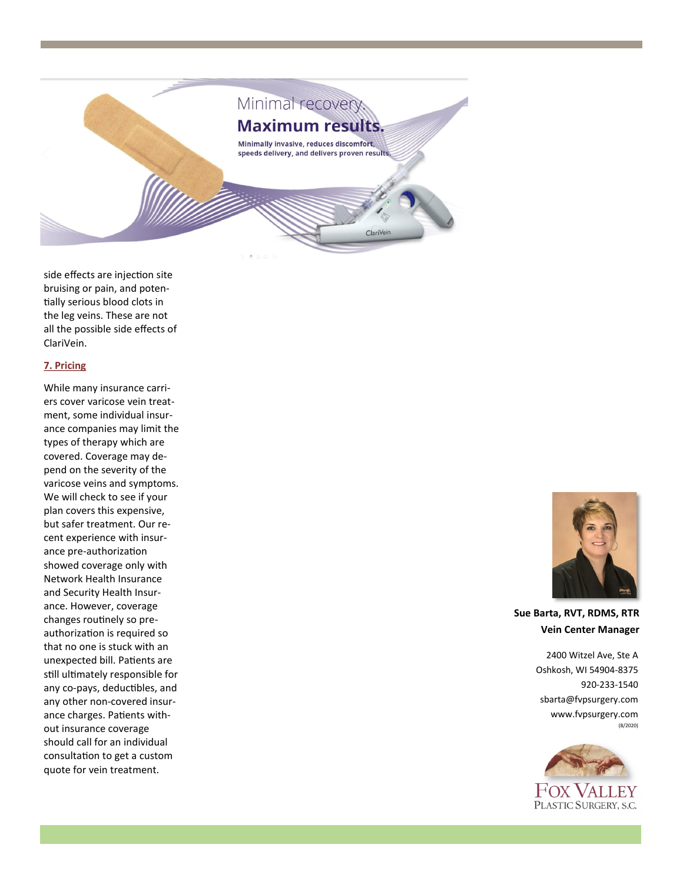Minimal recovery.

**Maximum results.**

Minimally invasive, reduces discomfort, speeds delivery, and delivers proven results.

side effects are injection site bruising or pain, and potentially serious blood clots in the leg veins. These are not all the possible side effects of ClariVein.

## 7. Pricing

While many insurance carriers cover varicose vein treatment, some individual insurance companies may limit the types of therapy which are covered. Coverage may depend on the severity of the varicose veins and symptoms. We will check to see if your plan covers this expensive, but safer treatment. Our recent experience with insurance pre-authorization showed coverage only with Network Health Insurance and Security Health Insurance. However, coverage changes routinely so pre-authorization is required so that no one is stuck with an unexpected bill. Patients are still ultimately responsible for any co-pays, deductibles, and any other non-covered insurance charges. Patients without insurance coverage should call for an individual consultation to get a custom quote for vein treatment.

**Sue Barta, RVT, RDMS, RTR**
**Vein Center Manager**

2400 Witzel Ave, Ste A
Oshkosh, WI 54904-8375
920-233-1540
sbarta@fvpsurgery.com
www.fvpsurgery.com
(8/2020)

FOX VALLEY
PLASTIC SURGERY, S.C.